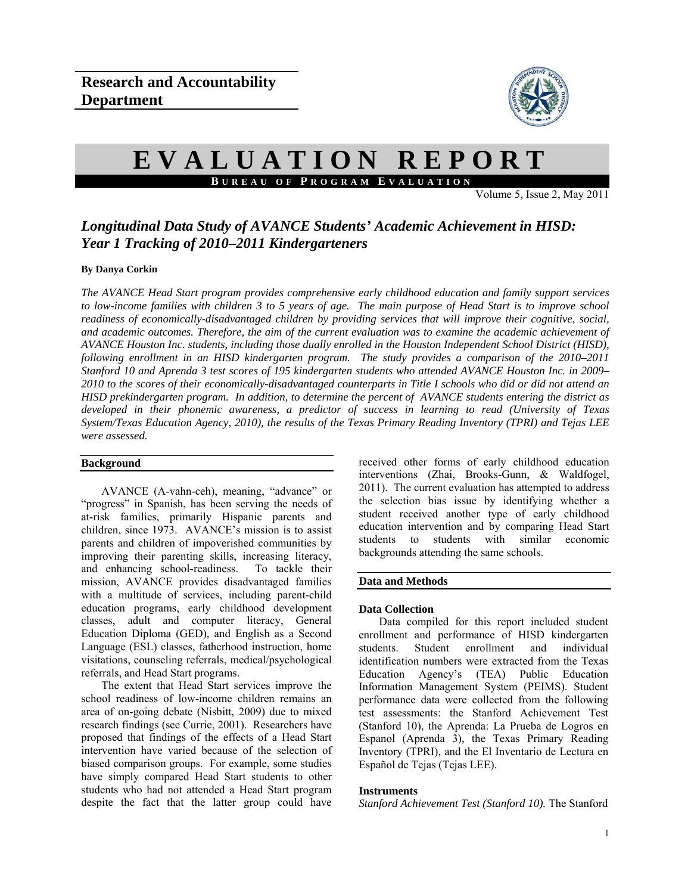**Research and Accountability Department**

# EVALUATION REPORT

**BUREAU OF PROGRAM EVALUATION**

Volume 5, Issue 2, May 2011

## *Longitudinal Data Study of AVANCE Students' Academic Achievement in HISD: Year 1 Tracking of 2010–2011 Kindergarteners*

**By Danya Corkin**

*The AVANCE Head Start program provides comprehensive early childhood education and family support services to low-income families with children 3 to 5 years of age. The main purpose of Head Start is to improve school readiness of economically-disadvantaged children by providing services that will improve their cognitive, social, and academic outcomes. Therefore, the aim of the current evaluation was to examine the academic achievement of AVANCE Houston Inc. students, including those dually enrolled in the Houston Independent School District (HISD), following enrollment in an HISD kindergarten program. The study provides a comparison of the 2010–2011 Stanford 10 and Aprenda 3 test scores of 195 kindergarten students who attended AVANCE Houston Inc. in 2009–2010 to the scores of their economically-disadvantaged counterparts in Title I schools who did or did not attend an HISD prekindergarten program. In addition, to determine the percent of AVANCE students entering the district as developed in their phonemic awareness, a predictor of success in learning to read (University of Texas System/Texas Education Agency, 2010), the results of the Texas Primary Reading Inventory (TPRI) and Tejas LEE were assessed.*

### Background

AVANCE (A-vahn-ceh), meaning, "advance" or "progress" in Spanish, has been serving the needs of at-risk families, primarily Hispanic parents and children, since 1973. AVANCE's mission is to assist parents and children of impoverished communities by improving their parenting skills, increasing literacy, and enhancing school-readiness. To tackle their mission, AVANCE provides disadvantaged families with a multitude of services, including parent-child education programs, early childhood development classes, adult and computer literacy, General Education Diploma (GED), and English as a Second Language (ESL) classes, fatherhood instruction, home visitations, counseling referrals, medical/psychological referrals, and Head Start programs.

The extent that Head Start services improve the school readiness of low-income children remains an area of on-going debate (Nisbitt, 2009) due to mixed research findings (see Currie, 2001). Researchers have proposed that findings of the effects of a Head Start intervention have varied because of the selection of biased comparison groups. For example, some studies have simply compared Head Start students to other students who had not attended a Head Start program despite the fact that the latter group could have received other forms of early childhood education interventions (Zhai, Brooks-Gunn, & Waldfogel, 2011). The current evaluation has attempted to address the selection bias issue by identifying whether a student received another type of early childhood education intervention and by comparing Head Start students to students with similar economic backgrounds attending the same schools.

### Data and Methods

#### Data Collection

Data compiled for this report included student enrollment and performance of HISD kindergarten students. Student enrollment and individual identification numbers were extracted from the Texas Education Agency's (TEA) Public Education Information Management System (PEIMS). Student performance data were collected from the following test assessments: the Stanford Achievement Test (Stanford 10), the Aprenda: La Prueba de Logros en Espanol (Aprenda 3), the Texas Primary Reading Inventory (TPRI), and the El Inventario de Lectura en Español de Tejas (Tejas LEE).

#### Instruments

*Stanford Achievement Test (Stanford 10).* The Stanford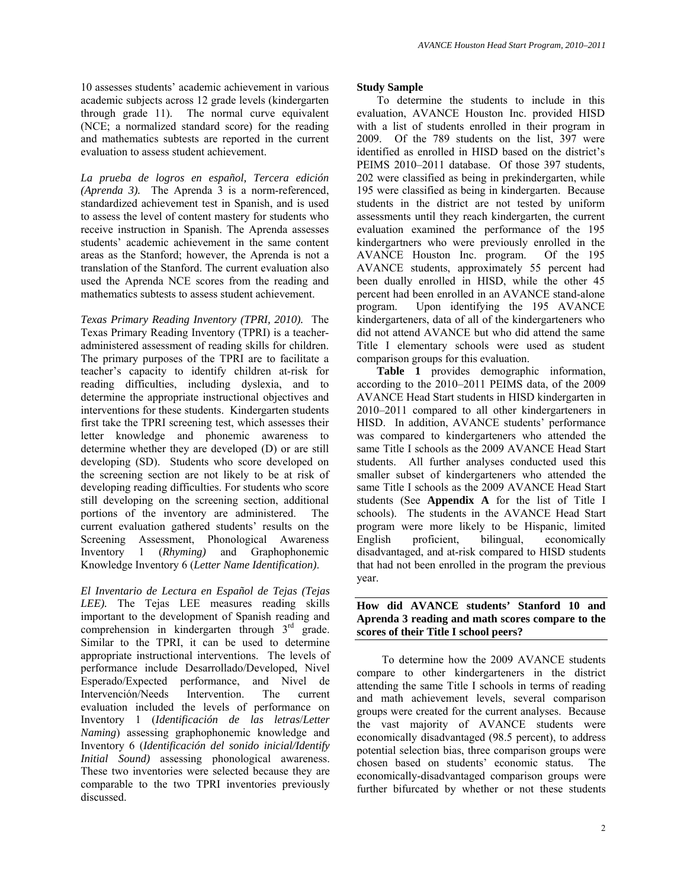10 assesses students' academic achievement in various academic subjects across 12 grade levels (kindergarten through grade 11). The normal curve equivalent (NCE; a normalized standard score) for the reading and mathematics subtests are reported in the current evaluation to assess student achievement.

*La prueba de logros en español, Tercera edición (Aprenda 3).* The Aprenda 3 is a norm-referenced, standardized achievement test in Spanish, and is used to assess the level of content mastery for students who receive instruction in Spanish. The Aprenda assesses students' academic achievement in the same content areas as the Stanford; however, the Aprenda is not a translation of the Stanford. The current evaluation also used the Aprenda NCE scores from the reading and mathematics subtests to assess student achievement.

*Texas Primary Reading Inventory (TPRI, 2010).* The Texas Primary Reading Inventory (TPRI) is a teacher-administered assessment of reading skills for children. The primary purposes of the TPRI are to facilitate a teacher's capacity to identify children at-risk for reading difficulties, including dyslexia, and to determine the appropriate instructional objectives and interventions for these students. Kindergarten students first take the TPRI screening test, which assesses their letter knowledge and phonemic awareness to determine whether they are developed (D) or are still developing (SD). Students who score developed on the screening section are not likely to be at risk of developing reading difficulties. For students who score still developing on the screening section, additional portions of the inventory are administered. The current evaluation gathered students' results on the Screening Assessment, Phonological Awareness Inventory 1 (*Rhyming)* and Graphophonemic Knowledge Inventory 6 (*Letter Name Identification)*.

*El Inventario de Lectura en Español de Tejas (Tejas LEE).* The Tejas LEE measures reading skills important to the development of Spanish reading and comprehension in kindergarten through 3rd grade. Similar to the TPRI, it can be used to determine appropriate instructional interventions. The levels of performance include Desarrollado/Developed, Nivel Esperado/Expected performance, and Nivel de Intervención/Needs Intervention. The current evaluation included the levels of performance on Inventory 1 (*Identificación de las letras*/*Letter Naming*) assessing graphophonemic knowledge and Inventory 6 (*Identificación del sonido inicial/Identify Initial Sound)* assessing phonological awareness. These two inventories were selected because they are comparable to the two TPRI inventories previously discussed.

**Study Sample**

To determine the students to include in this evaluation, AVANCE Houston Inc. provided HISD with a list of students enrolled in their program in 2009. Of the 789 students on the list, 397 were identified as enrolled in HISD based on the district's PEIMS 2010–2011 database. Of those 397 students, 202 were classified as being in prekindergarten, while 195 were classified as being in kindergarten. Because students in the district are not tested by uniform assessments until they reach kindergarten, the current evaluation examined the performance of the 195 kindergartners who were previously enrolled in the AVANCE Houston Inc. program. Of the 195 AVANCE students, approximately 55 percent had been dually enrolled in HISD, while the other 45 percent had been enrolled in an AVANCE stand-alone program. Upon identifying the 195 AVANCE kindergarteners, data of all of the kindergarteners who did not attend AVANCE but who did attend the same Title I elementary schools were used as student comparison groups for this evaluation.

**Table 1** provides demographic information, according to the 2010–2011 PEIMS data, of the 2009 AVANCE Head Start students in HISD kindergarten in 2010–2011 compared to all other kindergarteners in HISD. In addition, AVANCE students' performance was compared to kindergarteners who attended the same Title I schools as the 2009 AVANCE Head Start students. All further analyses conducted used this smaller subset of kindergarteners who attended the same Title I schools as the 2009 AVANCE Head Start students (See **Appendix A** for the list of Title I schools). The students in the AVANCE Head Start program were more likely to be Hispanic, limited English proficient, bilingual, economically disadvantaged, and at-risk compared to HISD students that had not been enrolled in the program the previous year.

**How did AVANCE students' Stanford 10 and Aprenda 3 reading and math scores compare to the scores of their Title I school peers?**

To determine how the 2009 AVANCE students compare to other kindergarteners in the district attending the same Title I schools in terms of reading and math achievement levels, several comparison groups were created for the current analyses. Because the vast majority of AVANCE students were economically disadvantaged (98.5 percent), to address potential selection bias, three comparison groups were chosen based on students' economic status. The economically-disadvantaged comparison groups were further bifurcated by whether or not these students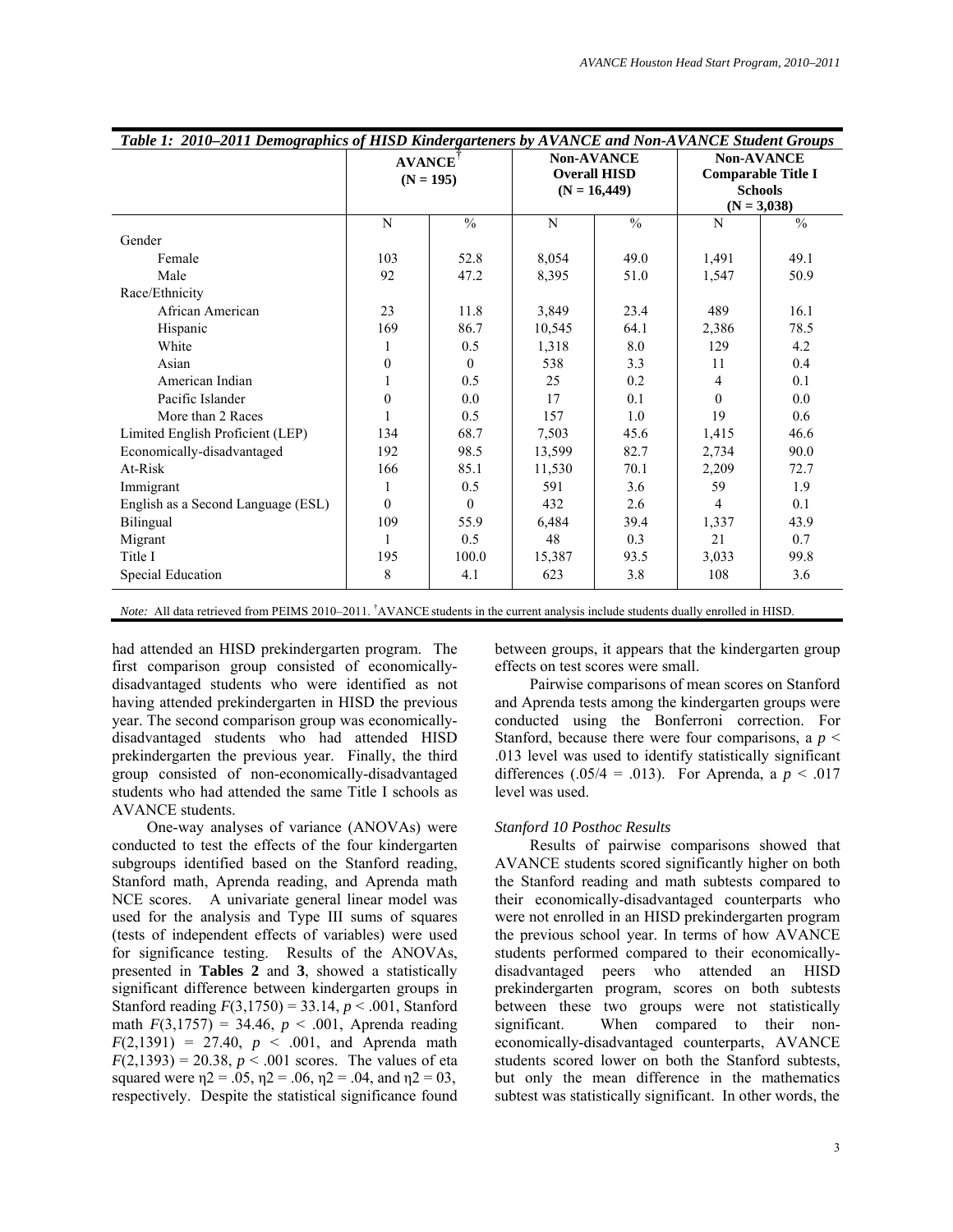*Table 1: 2010–2011 Demographics of HISD Kindergarteners by AVANCE and Non-AVANCE Student Groups*

| | AVANCE[†] (N = 195) | | Non-AVANCE Overall HISD (N = 16,449) | | Non-AVANCE Comparable Title I Schools (N = 3,038) | |
|---|---|---|---|---|---|---|
| | N | % | N | % | N | % |
| Gender | | | | | | |
| Female | 103 | 52.8 | 8,054 | 49.0 | 1,491 | 49.1 |
| Male | 92 | 47.2 | 8,395 | 51.0 | 1,547 | 50.9 |
| Race/Ethnicity | | | | | | |
| African American | 23 | 11.8 | 3,849 | 23.4 | 489 | 16.1 |
| Hispanic | 169 | 86.7 | 10,545 | 64.1 | 2,386 | 78.5 |
| White | 1 | 0.5 | 1,318 | 8.0 | 129 | 4.2 |
| Asian | 0 | 0 | 538 | 3.3 | 11 | 0.4 |
| American Indian | 1 | 0.5 | 25 | 0.2 | 4 | 0.1 |
| Pacific Islander | 0 | 0.0 | 17 | 0.1 | 0 | 0.0 |
| More than 2 Races | 1 | 0.5 | 157 | 1.0 | 19 | 0.6 |
| Limited English Proficient (LEP) | 134 | 68.7 | 7,503 | 45.6 | 1,415 | 46.6 |
| Economically-disadvantaged | 192 | 98.5 | 13,599 | 82.7 | 2,734 | 90.0 |
| At-Risk | 166 | 85.1 | 11,530 | 70.1 | 2,209 | 72.7 |
| Immigrant | 1 | 0.5 | 591 | 3.6 | 59 | 1.9 |
| English as a Second Language (ESL) | 0 | 0 | 432 | 2.6 | 4 | 0.1 |
| Bilingual | 109 | 55.9 | 6,484 | 39.4 | 1,337 | 43.9 |
| Migrant | 1 | 0.5 | 48 | 0.3 | 21 | 0.7 |
| Title I | 195 | 100.0 | 15,387 | 93.5 | 3,033 | 99.8 |
| Special Education | 8 | 4.1 | 623 | 3.8 | 108 | 3.6 |

*Note:* All data retrieved from PEIMS 2010–2011. [†]AVANCE students in the current analysis include students dually enrolled in HISD.

had attended an HISD prekindergarten program. The first comparison group consisted of economically-disadvantaged students who were identified as not having attended prekindergarten in HISD the previous year. The second comparison group was economically-disadvantaged students who had attended HISD prekindergarten the previous year. Finally, the third group consisted of non-economically-disadvantaged students who had attended the same Title I schools as AVANCE students.

One-way analyses of variance (ANOVAs) were conducted to test the effects of the four kindergarten subgroups identified based on the Stanford reading, Stanford math, Aprenda reading, and Aprenda math NCE scores. A univariate general linear model was used for the analysis and Type III sums of squares (tests of independent effects of variables) were used for significance testing. Results of the ANOVAs, presented in **Tables 2** and **3**, showed a statistically significant difference between kindergarten groups in Stanford reading $F(3,1750) = 33.14$, $p < .001$, Stanford math $F(3,1757) = 34.46$, $p < .001$, Aprenda reading $F(2,1391) = 27.40$, $p < .001$, and Aprenda math $F(2,1393) = 20.38$, $p < .001$ scores. The values of eta squared were $\eta2 = .05$, $\eta2 = .06$, $\eta2 = .04$, and $\eta2 = 03$, respectively. Despite the statistical significance found between groups, it appears that the kindergarten group effects on test scores were small.

Pairwise comparisons of mean scores on Stanford and Aprenda tests among the kindergarten groups were conducted using the Bonferroni correction. For Stanford, because there were four comparisons, a $p < .013$ level was used to identify statistically significant differences ($.05/4 = .013$). For Aprenda, a $p < .017$ level was used.

### *Stanford 10 Posthoc Results*

Results of pairwise comparisons showed that AVANCE students scored significantly higher on both the Stanford reading and math subtests compared to their economically-disadvantaged counterparts who were not enrolled in an HISD prekindergarten program the previous school year. In terms of how AVANCE students performed compared to their economically-disadvantaged peers who attended an HISD prekindergarten program, scores on both subtests between these two groups were not statistically significant. When compared to their non-economically-disadvantaged counterparts, AVANCE students scored lower on both the Stanford subtests, but only the mean difference in the mathematics subtest was statistically significant. In other words, the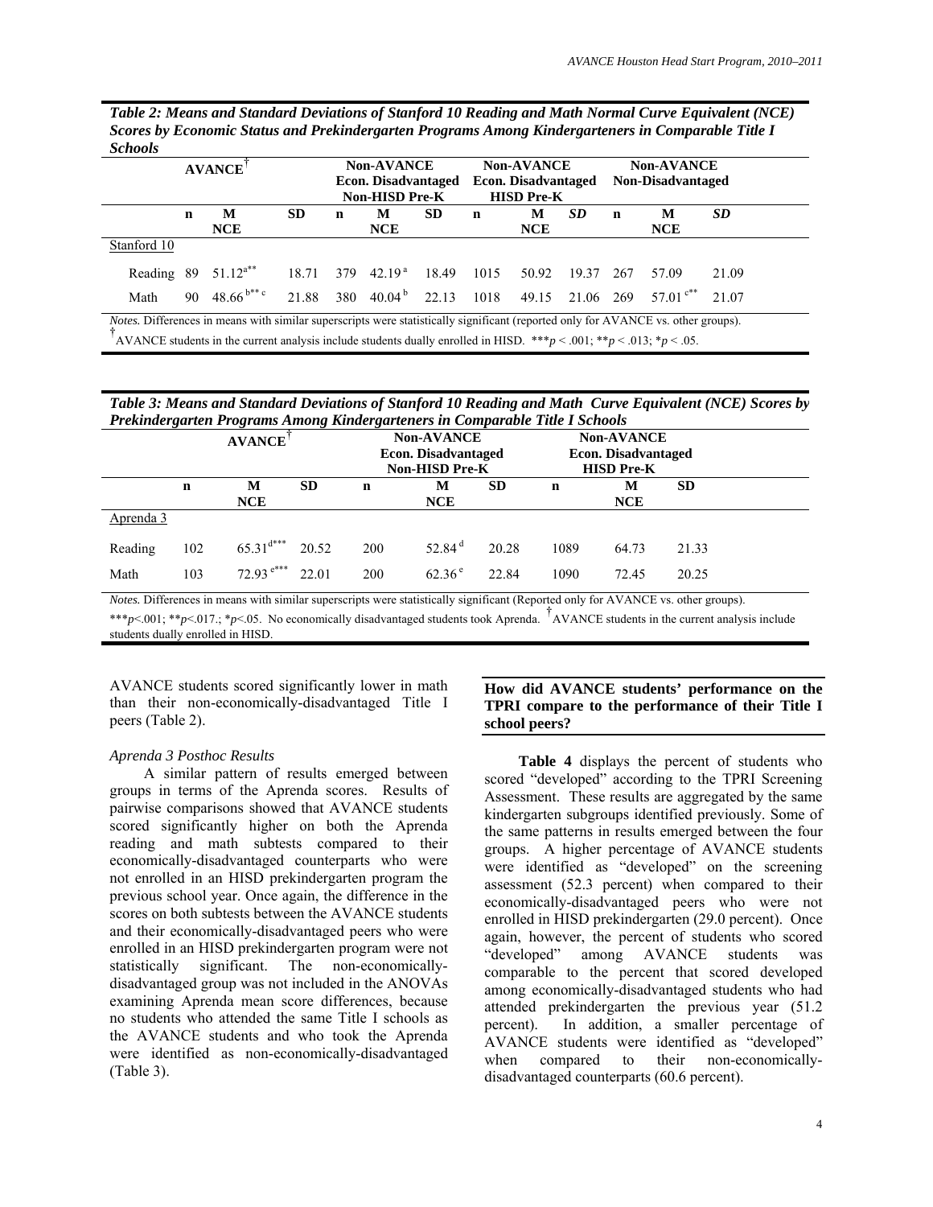*Table 2: Means and Standard Deviations of Stanford 10 Reading and Math Normal Curve Equivalent (NCE) Scores by Economic Status and Prekindergarten Programs Among Kindergarteners in Comparable Title I Schools*

| | AVANCE† | | | Non-AVANCE Econ. Disadvantaged Non-HISD Pre-K | | | Non-AVANCE Econ. Disadvantaged HISD Pre-K | | | Non-AVANCE Non-Disadvantaged | | |
|---|---|---|---|---|---|---|---|---|---|---|---|---|
| | n | M NCE | SD | n | M NCE | SD | n | M NCE | *SD* | n | M NCE | *SD* |
| Stanford 10 | | | | | | | | | | | | |
| Reading | 89 | 51.12[a**] | 18.71 | 379 | 42.19[a] | 18.49 | 1015 | 50.92 | 19.37 | 267 | 57.09 | 21.09 |
| Math | 90 | 48.66[b** c] | 21.88 | 380 | 40.04[b] | 22.13 | 1018 | 49.15 | 21.06 | 269 | 57.01[c**] | 21.07 |

*Notes.* Differences in means with similar superscripts were statistically significant (reported only for AVANCE vs. other groups).
†AVANCE students in the current analysis include students dually enrolled in HISD. *** $p < .001$; ** $p < .013$; * $p < .05$.

*Table 3: Means and Standard Deviations of Stanford 10 Reading and Math Curve Equivalent (NCE) Scores by Prekindergarten Programs Among Kindergarteners in Comparable Title I Schools*

| | AVANCE† | | | Non-AVANCE Econ. Disadvantaged Non-HISD Pre-K | | | Non-AVANCE Econ. Disadvantaged HISD Pre-K | | |
|---|---|---|---|---|---|---|---|---|---|
| | n | M NCE | SD | n | M NCE | SD | n | M NCE | SD |
| Aprenda 3 | | | | | | | | | |
| Reading | 102 | 65.31[d***] | 20.52 | 200 | 52.84[d] | 20.28 | 1089 | 64.73 | 21.33 |
| Math | 103 | 72.93[e***] | 22.01 | 200 | 62.36[e] | 22.84 | 1090 | 72.45 | 20.25 |

*Notes.* Differences in means with similar superscripts were statistically significant (Reported only for AVANCE vs. other groups).
*** $p<.001$; ** $p<.017$.; * $p<.05$. No economically disadvantaged students took Aprenda. †AVANCE students in the current analysis include students dually enrolled in HISD.

AVANCE students scored significantly lower in math than their non-economically-disadvantaged Title I peers (Table 2).

*Aprenda 3 Posthoc Results*

A similar pattern of results emerged between groups in terms of the Aprenda scores. Results of pairwise comparisons showed that AVANCE students scored significantly higher on both the Aprenda reading and math subtests compared to their economically-disadvantaged counterparts who were not enrolled in an HISD prekindergarten program the previous school year. Once again, the difference in the scores on both subtests between the AVANCE students and their economically-disadvantaged peers who were enrolled in an HISD prekindergarten program were not statistically significant. The non-economically-disadvantaged group was not included in the ANOVAs examining Aprenda mean score differences, because no students who attended the same Title I schools as the AVANCE students and who took the Aprenda were identified as non-economically-disadvantaged (Table 3).

**How did AVANCE students' performance on the TPRI compare to the performance of their Title I school peers?**

**Table 4** displays the percent of students who scored "developed" according to the TPRI Screening Assessment. These results are aggregated by the same kindergarten subgroups identified previously. Some of the same patterns in results emerged between the four groups. A higher percentage of AVANCE students were identified as "developed" on the screening assessment (52.3 percent) when compared to their economically-disadvantaged peers who were not enrolled in HISD prekindergarten (29.0 percent). Once again, however, the percent of students who scored "developed" among AVANCE students was comparable to the percent that scored developed among economically-disadvantaged students who had attended prekindergarten the previous year (51.2 percent). In addition, a smaller percentage of AVANCE students were identified as "developed" when compared to their non-economically-disadvantaged counterparts (60.6 percent).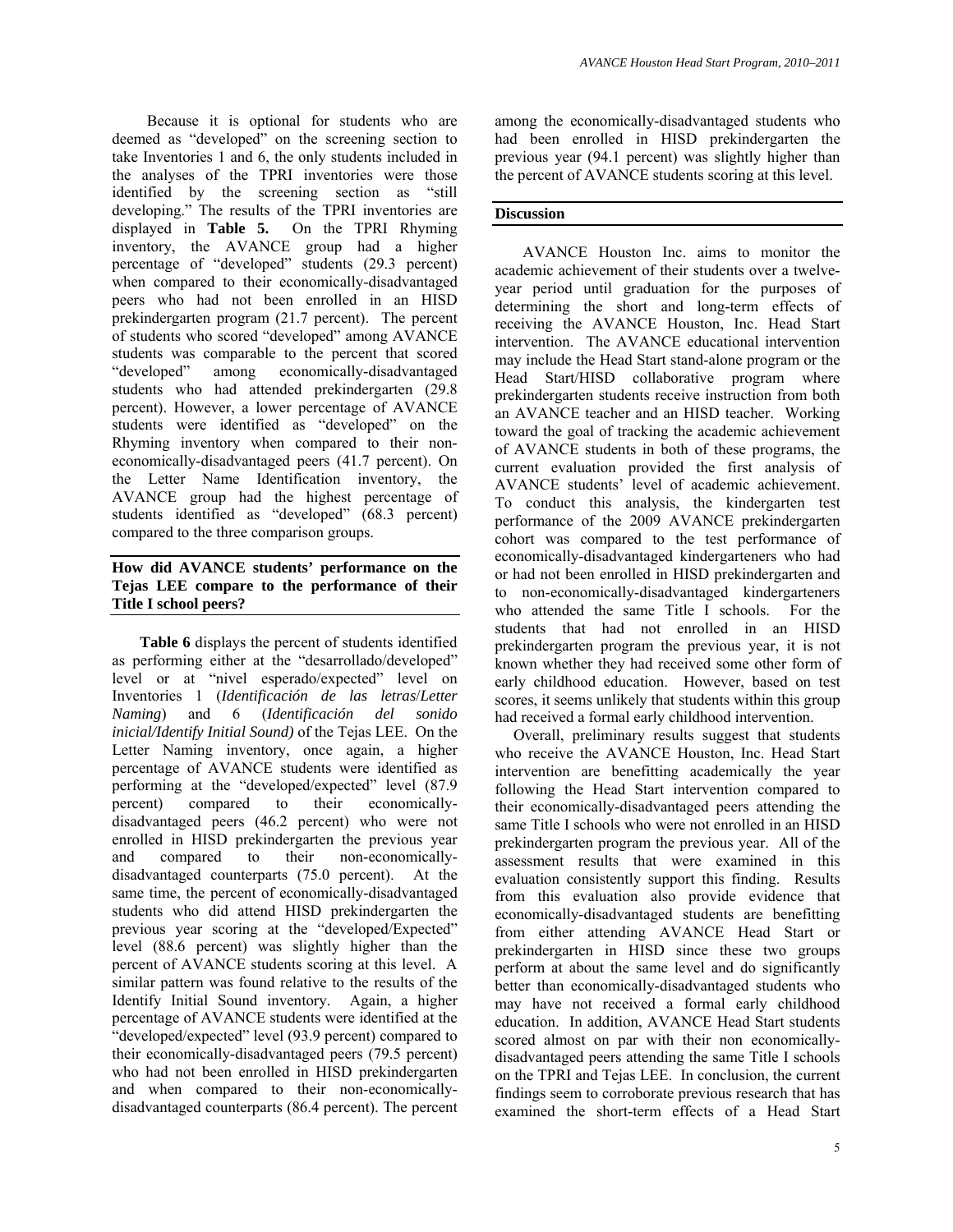Because it is optional for students who are deemed as "developed" on the screening section to take Inventories 1 and 6, the only students included in the analyses of the TPRI inventories were those identified by the screening section as "still developing." The results of the TPRI inventories are displayed in **Table 5.** On the TPRI Rhyming inventory, the AVANCE group had a higher percentage of "developed" students (29.3 percent) when compared to their economically-disadvantaged peers who had not been enrolled in an HISD prekindergarten program (21.7 percent). The percent of students who scored "developed" among AVANCE students was comparable to the percent that scored "developed" among economically-disadvantaged students who had attended prekindergarten (29.8 percent). However, a lower percentage of AVANCE students were identified as "developed" on the Rhyming inventory when compared to their non-economically-disadvantaged peers (41.7 percent). On the Letter Name Identification inventory, the AVANCE group had the highest percentage of students identified as "developed" (68.3 percent) compared to the three comparison groups.

## How did AVANCE students' performance on the Tejas LEE compare to the performance of their Title I school peers?

**Table 6** displays the percent of students identified as performing either at the "desarrollado/developed" level or at "nivel esperado/expected" level on Inventories 1 (*Identificación de las letras*/*Letter Naming*) and 6 (*Identificación del sonido inicial/Identify Initial Sound)* of the Tejas LEE. On the Letter Naming inventory, once again, a higher percentage of AVANCE students were identified as performing at the "developed/expected" level (87.9 percent) compared to their economically-disadvantaged peers (46.2 percent) who were not enrolled in HISD prekindergarten the previous year and compared to their non-economically-disadvantaged counterparts (75.0 percent). At the same time, the percent of economically-disadvantaged students who did attend HISD prekindergarten the previous year scoring at the "developed/Expected" level (88.6 percent) was slightly higher than the percent of AVANCE students scoring at this level. A similar pattern was found relative to the results of the Identify Initial Sound inventory. Again, a higher percentage of AVANCE students were identified at the "developed/expected" level (93.9 percent) compared to their economically-disadvantaged peers (79.5 percent) who had not been enrolled in HISD prekindergarten and when compared to their non-economically-disadvantaged counterparts (86.4 percent). The percent among the economically-disadvantaged students who had been enrolled in HISD prekindergarten the previous year (94.1 percent) was slightly higher than the percent of AVANCE students scoring at this level.

## Discussion

AVANCE Houston Inc. aims to monitor the academic achievement of their students over a twelve-year period until graduation for the purposes of determining the short and long-term effects of receiving the AVANCE Houston, Inc. Head Start intervention. The AVANCE educational intervention may include the Head Start stand-alone program or the Head Start/HISD collaborative program where prekindergarten students receive instruction from both an AVANCE teacher and an HISD teacher. Working toward the goal of tracking the academic achievement of AVANCE students in both of these programs, the current evaluation provided the first analysis of AVANCE students' level of academic achievement. To conduct this analysis, the kindergarten test performance of the 2009 AVANCE prekindergarten cohort was compared to the test performance of economically-disadvantaged kindergarteners who had or had not been enrolled in HISD prekindergarten and to non-economically-disadvantaged kindergarteners who attended the same Title I schools. For the students that had not enrolled in an HISD prekindergarten program the previous year, it is not known whether they had received some other form of early childhood education. However, based on test scores, it seems unlikely that students within this group had received a formal early childhood intervention.

Overall, preliminary results suggest that students who receive the AVANCE Houston, Inc. Head Start intervention are benefitting academically the year following the Head Start intervention compared to their economically-disadvantaged peers attending the same Title I schools who were not enrolled in an HISD prekindergarten program the previous year. All of the assessment results that were examined in this evaluation consistently support this finding. Results from this evaluation also provide evidence that economically-disadvantaged students are benefitting from either attending AVANCE Head Start or prekindergarten in HISD since these two groups perform at about the same level and do significantly better than economically-disadvantaged students who may have not received a formal early childhood education. In addition, AVANCE Head Start students scored almost on par with their non economically-disadvantaged peers attending the same Title I schools on the TPRI and Tejas LEE. In conclusion, the current findings seem to corroborate previous research that has examined the short-term effects of a Head Start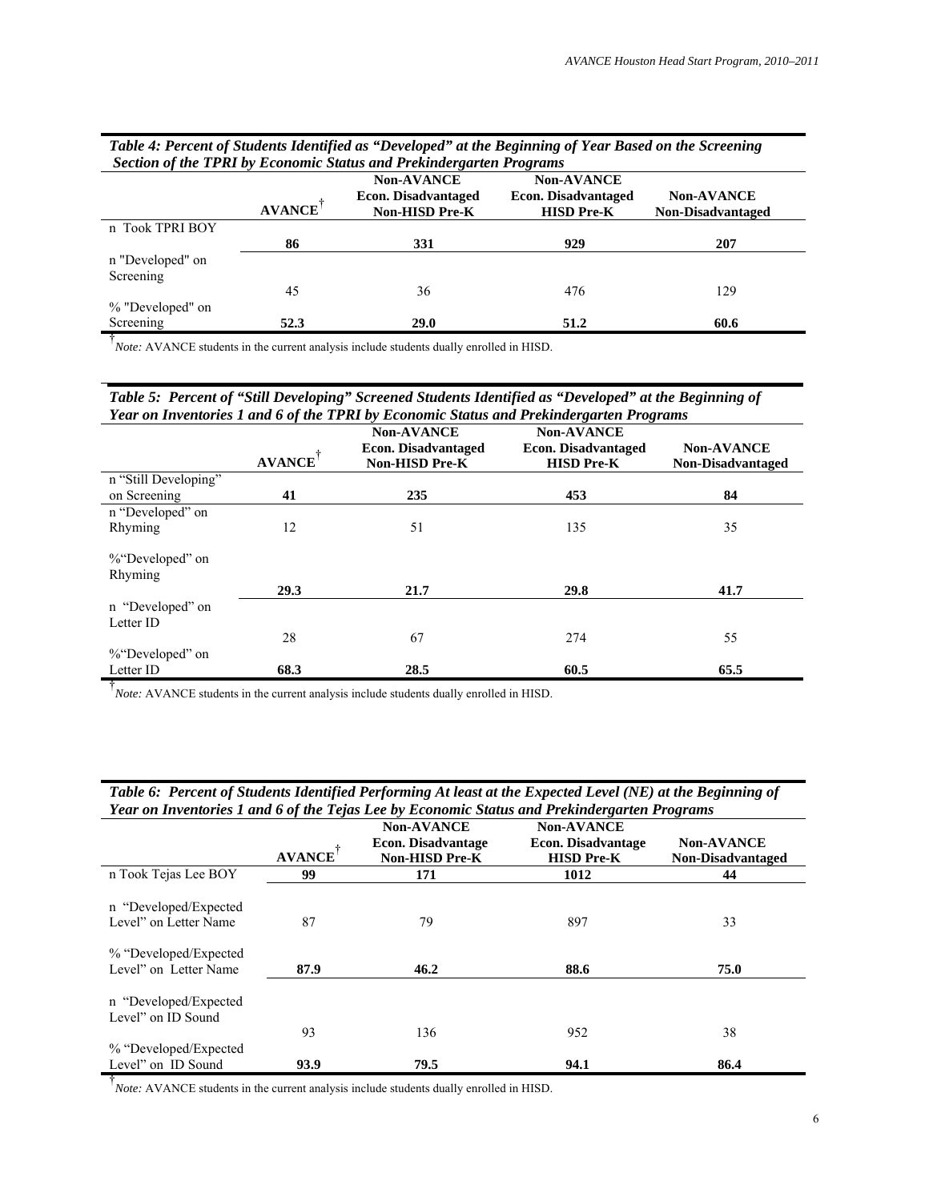*Table 4: Percent of Students Identified as "Developed" at the Beginning of Year Based on the Screening Section of the TPRI by Economic Status and Prekindergarten Programs*

| | AVANCE[†] | Non-AVANCE Econ. Disadvantaged Non-HISD Pre-K | Non-AVANCE Econ. Disadvantaged HISD Pre-K | Non-AVANCE Non-Disadvantaged |
|---|---|---|---|---|
| n Took TPRI BOY | **86** | **331** | **929** | **207** |
| n "Developed" on Screening | 45 | 36 | 476 | 129 |
| % "Developed" on Screening | **52.3** | **29.0** | **51.2** | **60.6** |

[†] *Note:* AVANCE students in the current analysis include students dually enrolled in HISD.

*Table 5: Percent of "Still Developing" Screened Students Identified as "Developed" at the Beginning of Year on Inventories 1 and 6 of the TPRI by Economic Status and Prekindergarten Programs*

| | AVANCE[†] | Non-AVANCE Econ. Disadvantaged Non-HISD Pre-K | Non-AVANCE Econ. Disadvantaged HISD Pre-K | Non-AVANCE Non-Disadvantaged |
|---|---|---|---|---|
| n "Still Developing" on Screening | **41** | **235** | **453** | **84** |
| n "Developed" on Rhyming | 12 | 51 | 135 | 35 |
| %"Developed" on Rhyming | **29.3** | **21.7** | **29.8** | **41.7** |
| n "Developed" on Letter ID | 28 | 67 | 274 | 55 |
| %"Developed" on Letter ID | **68.3** | **28.5** | **60.5** | **65.5** |

[†] *Note:* AVANCE students in the current analysis include students dually enrolled in HISD.

*Table 6: Percent of Students Identified Performing At least at the Expected Level (NE) at the Beginning of Year on Inventories 1 and 6 of the Tejas Lee by Economic Status and Prekindergarten Programs*

| | AVANCE[†] | Non-AVANCE Econ. Disadvantage Non-HISD Pre-K | Non-AVANCE Econ. Disadvantage HISD Pre-K | Non-AVANCE Non-Disadvantaged |
|---|---|---|---|---|
| n Took Tejas Lee BOY | **99** | **171** | **1012** | **44** |
| n "Developed/Expected Level" on Letter Name | 87 | 79 | 897 | 33 |
| % "Developed/Expected Level" on Letter Name | **87.9** | **46.2** | **88.6** | **75.0** |
| n "Developed/Expected Level" on ID Sound | 93 | 136 | 952 | 38 |
| % "Developed/Expected Level" on ID Sound | **93.9** | **79.5** | **94.1** | **86.4** |

[†] *Note:* AVANCE students in the current analysis include students dually enrolled in HISD.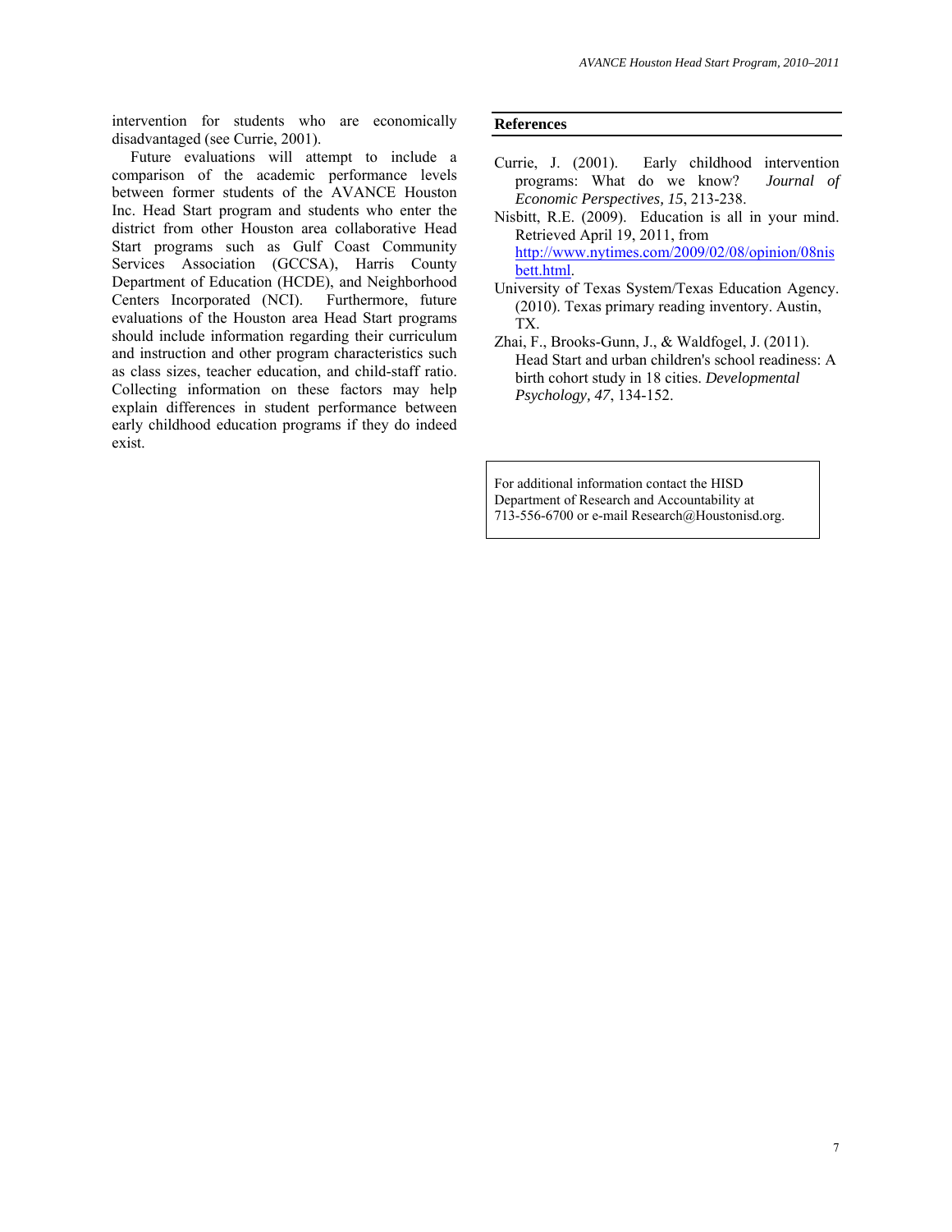intervention for students who are economically disadvantaged (see Currie, 2001).

Future evaluations will attempt to include a comparison of the academic performance levels between former students of the AVANCE Houston Inc. Head Start program and students who enter the district from other Houston area collaborative Head Start programs such as Gulf Coast Community Services Association (GCCSA), Harris County Department of Education (HCDE), and Neighborhood Centers Incorporated (NCI). Furthermore, future evaluations of the Houston area Head Start programs should include information regarding their curriculum and instruction and other program characteristics such as class sizes, teacher education, and child-staff ratio. Collecting information on these factors may help explain differences in student performance between early childhood education programs if they do indeed exist.

## References

Currie, J. (2001). Early childhood intervention programs: What do we know? *Journal of Economic Perspectives, 15*, 213-238.

Nisbitt, R.E. (2009). Education is all in your mind. Retrieved April 19, 2011, from http://www.nytimes.com/2009/02/08/opinion/08nisbett.html.

University of Texas System/Texas Education Agency. (2010). Texas primary reading inventory. Austin, TX.

Zhai, F., Brooks-Gunn, J., & Waldfogel, J. (2011). Head Start and urban children's school readiness: A birth cohort study in 18 cities. *Developmental Psychology, 47*, 134-152.

For additional information contact the HISD Department of Research and Accountability at 713-556-6700 or e-mail Research@Houstonisd.org.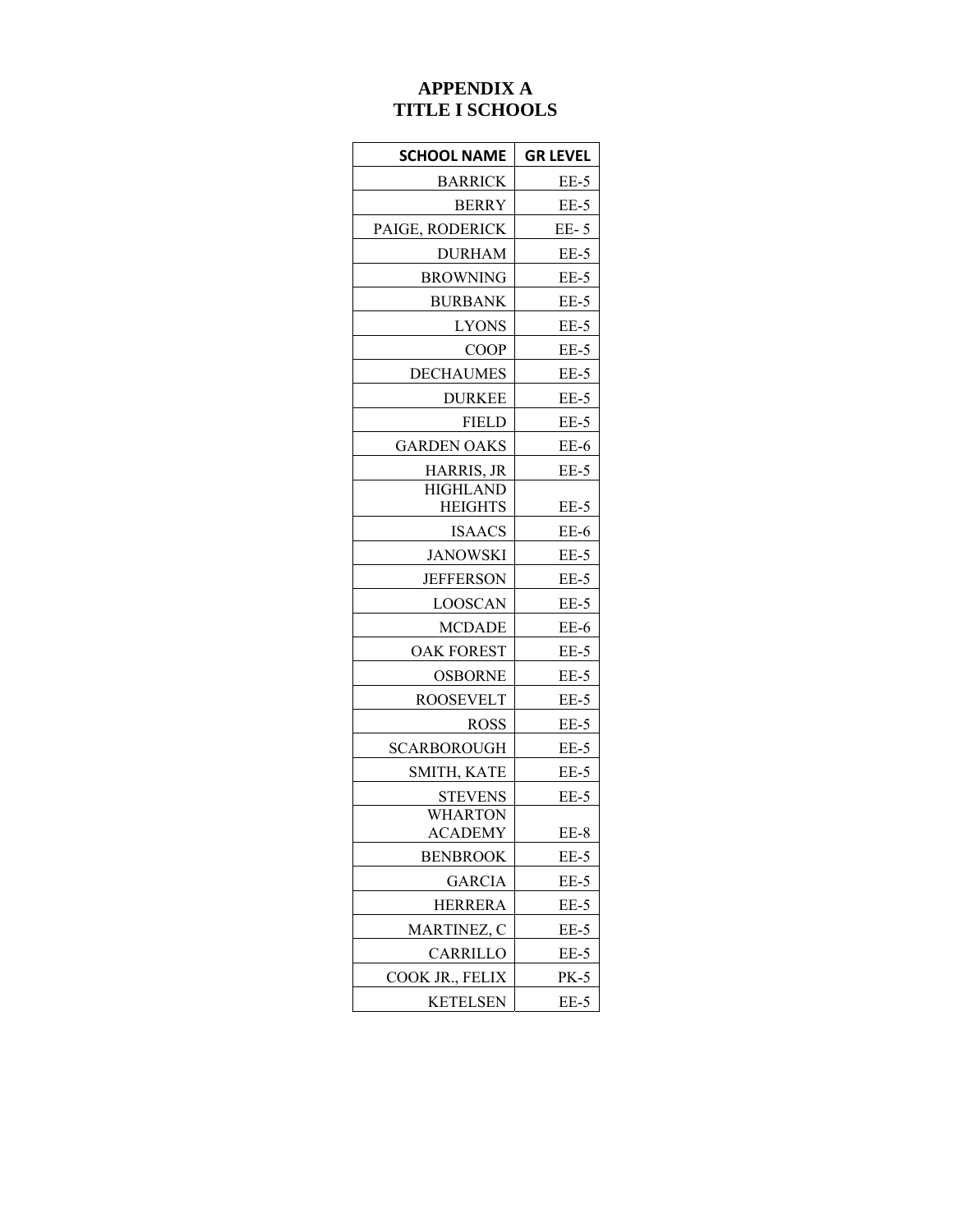# APPENDIX A
# TITLE I SCHOOLS

| SCHOOL NAME | GR LEVEL |
|---|---|
| BARRICK | EE-5 |
| BERRY | EE-5 |
| PAIGE, RODERICK | EE- 5 |
| DURHAM | EE-5 |
| BROWNING | EE-5 |
| BURBANK | EE-5 |
| LYONS | EE-5 |
| COOP | EE-5 |
| DECHAUMES | EE-5 |
| DURKEE | EE-5 |
| FIELD | EE-5 |
| GARDEN OAKS | EE-6 |
| HARRIS, JR | EE-5 |
| HIGHLAND HEIGHTS | EE-5 |
| ISAACS | EE-6 |
| JANOWSKI | EE-5 |
| JEFFERSON | EE-5 |
| LOOSCAN | EE-5 |
| MCDADE | EE-6 |
| OAK FOREST | EE-5 |
| OSBORNE | EE-5 |
| ROOSEVELT | EE-5 |
| ROSS | EE-5 |
| SCARBOROUGH | EE-5 |
| SMITH, KATE | EE-5 |
| STEVENS | EE-5 |
| WHARTON ACADEMY | EE-8 |
| BENBROOK | EE-5 |
| GARCIA | EE-5 |
| HERRERA | EE-5 |
| MARTINEZ, C | EE-5 |
| CARRILLO | EE-5 |
| COOK JR., FELIX | PK-5 |
| KETELSEN | EE-5 |